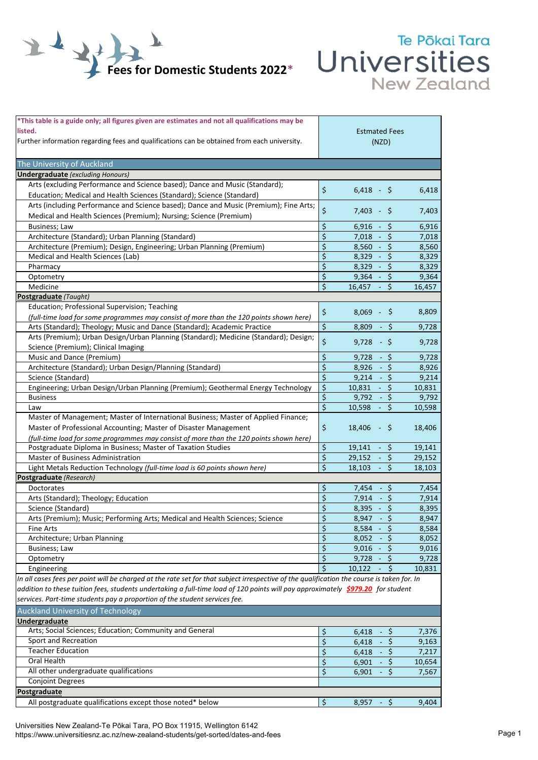# Fees for Domestic Students 2022*

## Te Pōkai Tara Universities New Zealand

| *This table is a guide only; all figures given are estimates and not all qualifications may be listed. Further information regarding fees and qualifications can be obtained from each university. | Estmated Fees (NZD) |
|---|---|
| **The University of Auckland** | |
| **Undergraduate** *(excluding Honours)* | |
| Arts (excluding Performance and Science based); Dance and Music (Standard); Education; Medical and Health Sciences (Standard); Science (Standard) | $ 6,418 - $ 6,418 |
| Arts (including Performance and Science based); Dance and Music (Premium); Fine Arts; Medical and Health Sciences (Premium); Nursing; Science (Premium) | $ 7,403 - $ 7,403 |
| Business; Law | $ 6,916 - $ 6,916 |
| Architecture (Standard); Urban Planning (Standard) | $ 7,018 - $ 7,018 |
| Architecture (Premium); Design, Engineering; Urban Planning (Premium) | $ 8,560 - $ 8,560 |
| Medical and Health Sciences (Lab) | $ 8,329 - $ 8,329 |
| Pharmacy | $ 8,329 - $ 8,329 |
| Optometry | $ 9,364 - $ 9,364 |
| Medicine | $ 16,457 - $ 16,457 |
| **Postgraduate** *(Taught)* | |
| Education; Professional Supervision; Teaching *(full-time load for some programmes may consist of more than the 120 points shown here)* | $ 8,069 - $ 8,809 |
| Arts (Standard); Theology; Music and Dance (Standard); Academic Practice | $ 8,809 - $ 9,728 |
| Arts (Premium); Urban Design/Urban Planning (Standard); Medicine (Standard); Design; Science (Premium); Clinical Imaging | $ 9,728 - $ 9,728 |
| Music and Dance (Premium) | $ 9,728 - $ 9,728 |
| Architecture (Standard); Urban Design/Planning (Standard) | $ 8,926 - $ 8,926 |
| Science (Standard) | $ 9,214 - $ 9,214 |
| Engineering; Urban Design/Urban Planning (Premium); Geothermal Energy Technology | $ 10,831 - $ 10,831 |
| Business | $ 9,792 - $ 9,792 |
| Law | $ 10,598 - $ 10,598 |
| Master of Management; Master of International Business; Master of Applied Finance; Master of Professional Accounting; Master of Disaster Management *(full-time load for some programmes may consist of more than the 120 points shown here)* | $ 18,406 - $ 18,406 |
| Postgraduate Diploma in Business; Master of Taxation Studies | $ 19,141 - $ 19,141 |
| Master of Business Administration | $ 29,152 - $ 29,152 |
| Light Metals Reduction Technology *(full-time load is 60 points shown here)* | $ 18,103 - $ 18,103 |
| **Postgraduate** *(Research)* | |
| Doctorates | $ 7,454 - $ 7,454 |
| Arts (Standard); Theology; Education | $ 7,914 - $ 7,914 |
| Science (Standard) | $ 8,395 - $ 8,395 |
| Arts (Premium); Music; Performing Arts; Medical and Health Sciences; Science | $ 8,947 - $ 8,947 |
| Fine Arts | $ 8,584 - $ 8,584 |
| Architecture; Urban Planning | $ 8,052 - $ 8,052 |
| Business; Law | $ 9,016 - $ 9,016 |
| Optometry | $ 9,728 - $ 9,728 |
| Engineering | $ 10,122 - $ 10,831 |

*In all cases fees per point will be charged at the rate set for that subject irrespective of the qualification the course is taken for. In addition to these tuition fees, students undertaking a full-time load of 120 points will pay approximately **$979.20** for student services. Part-time students pay a proportion of the student services fee.*

| Auckland University of Technology | |
|---|---|
| **Undergraduate** | |
| Arts; Social Sciences; Education; Community and General | $ 6,418 - $ 7,376 |
| Sport and Recreation | $ 6,418 - $ 9,163 |
| Teacher Education | $ 6,418 - $ 7,217 |
| Oral Health | $ 6,901 - $ 10,654 |
| All other undergraduate qualifications | $ 6,901 - $ 7,567 |
| Conjoint Degrees | |
| **Postgraduate** | |
| All postgraduate qualifications except those noted* below | $ 8,957 - $ 9,404 |

Universities New Zealand-Te Pōkai Tara, PO Box 11915, Wellington 6142
https://www.universitiesnz.ac.nz/new-zealand-students/get-sorted/dates-and-fees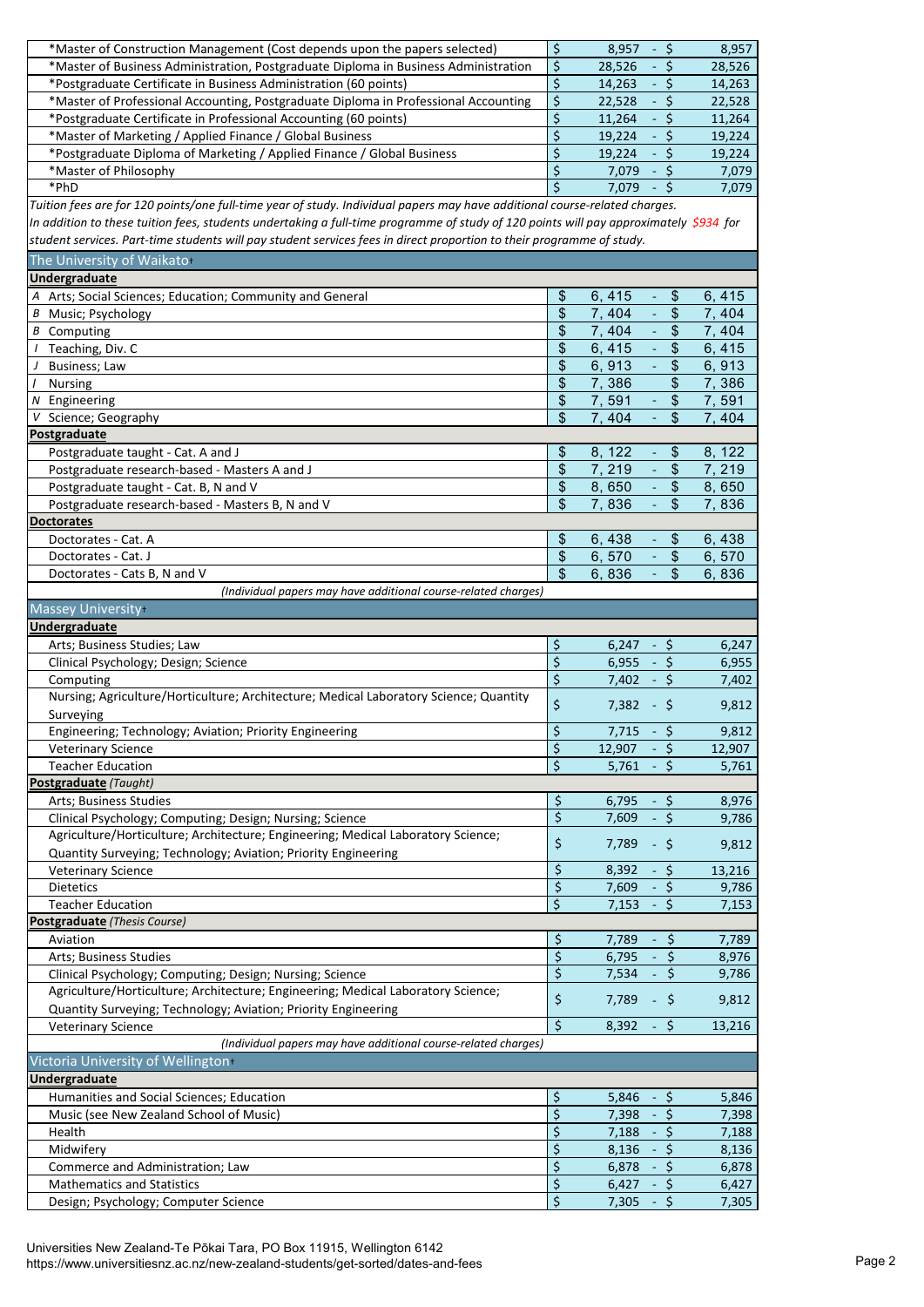| Programme | Fee (from) | Fee (to) |
|---|---|---|
| *Master of Construction Management (Cost depends upon the papers selected) | $ 8,957 | - $ 8,957 |
| *Master of Business Administration, Postgraduate Diploma in Business Administration | $ 28,526 | - $ 28,526 |
| *Postgraduate Certificate in Business Administration (60 points) | $ 14,263 | - $ 14,263 |
| *Master of Professional Accounting, Postgraduate Diploma in Professional Accounting | $ 22,528 | - $ 22,528 |
| *Postgraduate Certificate in Professional Accounting (60 points) | $ 11,264 | - $ 11,264 |
| *Master of Marketing / Applied Finance / Global Business | $ 19,224 | - $ 19,224 |
| *Postgraduate Diploma of Marketing / Applied Finance / Global Business | $ 19,224 | - $ 19,224 |
| *Master of Philosophy | $ 7,079 | - $ 7,079 |
| *PhD | $ 7,079 | - $ 7,079 |

*Tuition fees are for 120 points/one full-time year of study. Individual papers may have additional course-related charges.*
*In addition to these tuition fees, students undertaking a full-time programme of study of 120 points will pay approximately $934 for student services. Part-time students will pay student services fees in direct proportion to their programme of study.*

## The University of Waikato

| | | |
|---|---|---|
| **Undergraduate** | | |
| *A* Arts; Social Sciences; Education; Community and General | $ 6,415 | - $ 6,415 |
| *B* Music; Psychology | $ 7,404 | - $ 7,404 |
| *B* Computing | $ 7,404 | - $ 7,404 |
| *I* Teaching, Div. C | $ 6,415 | - $ 6,415 |
| *J* Business; Law | $ 6,913 | - $ 6,913 |
| *I* Nursing | $ 7,386 | $ 7,386 |
| *N* Engineering | $ 7,591 | - $ 7,591 |
| *V* Science; Geography | $ 7,404 | - $ 7,404 |
| **Postgraduate** | | |
| Postgraduate taught - Cat. A and J | $ 8,122 | - $ 8,122 |
| Postgraduate research-based - Masters A and J | $ 7,219 | - $ 7,219 |
| Postgraduate taught - Cat. B, N and V | $ 8,650 | - $ 8,650 |
| Postgraduate research-based - Masters B, N and V | $ 7,836 | - $ 7,836 |
| **Doctorates** | | |
| Doctorates - Cat. A | $ 6,438 | - $ 6,438 |
| Doctorates - Cat. J | $ 6,570 | - $ 6,570 |
| Doctorates - Cats B, N and V | $ 6,836 | - $ 6,836 |

*(Individual papers may have additional course-related charges)*

## Massey University

| | | |
|---|---|---|
| **Undergraduate** | | |
| Arts; Business Studies; Law | $ 6,247 | - $ 6,247 |
| Clinical Psychology; Design; Science | $ 6,955 | - $ 6,955 |
| Computing | $ 7,402 | - $ 7,402 |
| Nursing; Agriculture/Horticulture; Architecture; Medical Laboratory Science; Quantity Surveying | $ 7,382 | - $ 9,812 |
| Engineering; Technology; Aviation; Priority Engineering | $ 7,715 | - $ 9,812 |
| Veterinary Science | $ 12,907 | - $ 12,907 |
| Teacher Education | $ 5,761 | - $ 5,761 |
| **Postgraduate** *(Taught)* | | |
| Arts; Business Studies | $ 6,795 | - $ 8,976 |
| Clinical Psychology; Computing; Design; Nursing; Science | $ 7,609 | - $ 9,786 |
| Agriculture/Horticulture; Architecture; Engineering; Medical Laboratory Science; Quantity Surveying; Technology; Aviation; Priority Engineering | $ 7,789 | - $ 9,812 |
| Veterinary Science | $ 8,392 | - $ 13,216 |
| Dietetics | $ 7,609 | - $ 9,786 |
| Teacher Education | $ 7,153 | - $ 7,153 |
| **Postgraduate** *(Thesis Course)* | | |
| Aviation | $ 7,789 | - $ 7,789 |
| Arts; Business Studies | $ 6,795 | - $ 8,976 |
| Clinical Psychology; Computing; Design; Nursing; Science | $ 7,534 | - $ 9,786 |
| Agriculture/Horticulture; Architecture; Engineering; Medical Laboratory Science; Quantity Surveying; Technology; Aviation; Priority Engineering | $ 7,789 | - $ 9,812 |
| Veterinary Science | $ 8,392 | - $ 13,216 |

*(Individual papers may have additional course-related charges)*

## Victoria University of Wellington

| | | |
|---|---|---|
| **Undergraduate** | | |
| Humanities and Social Sciences; Education | $ 5,846 | - $ 5,846 |
| Music (see New Zealand School of Music) | $ 7,398 | - $ 7,398 |
| Health | $ 7,188 | - $ 7,188 |
| Midwifery | $ 8,136 | - $ 8,136 |
| Commerce and Administration; Law | $ 6,878 | - $ 6,878 |
| Mathematics and Statistics | $ 6,427 | - $ 6,427 |
| Design; Psychology; Computer Science | $ 7,305 | - $ 7,305 |

Universities New Zealand-Te Pōkai Tara, PO Box 11915, Wellington 6142
https://www.universitiesnz.ac.nz/new-zealand-students/get-sorted/dates-and-fees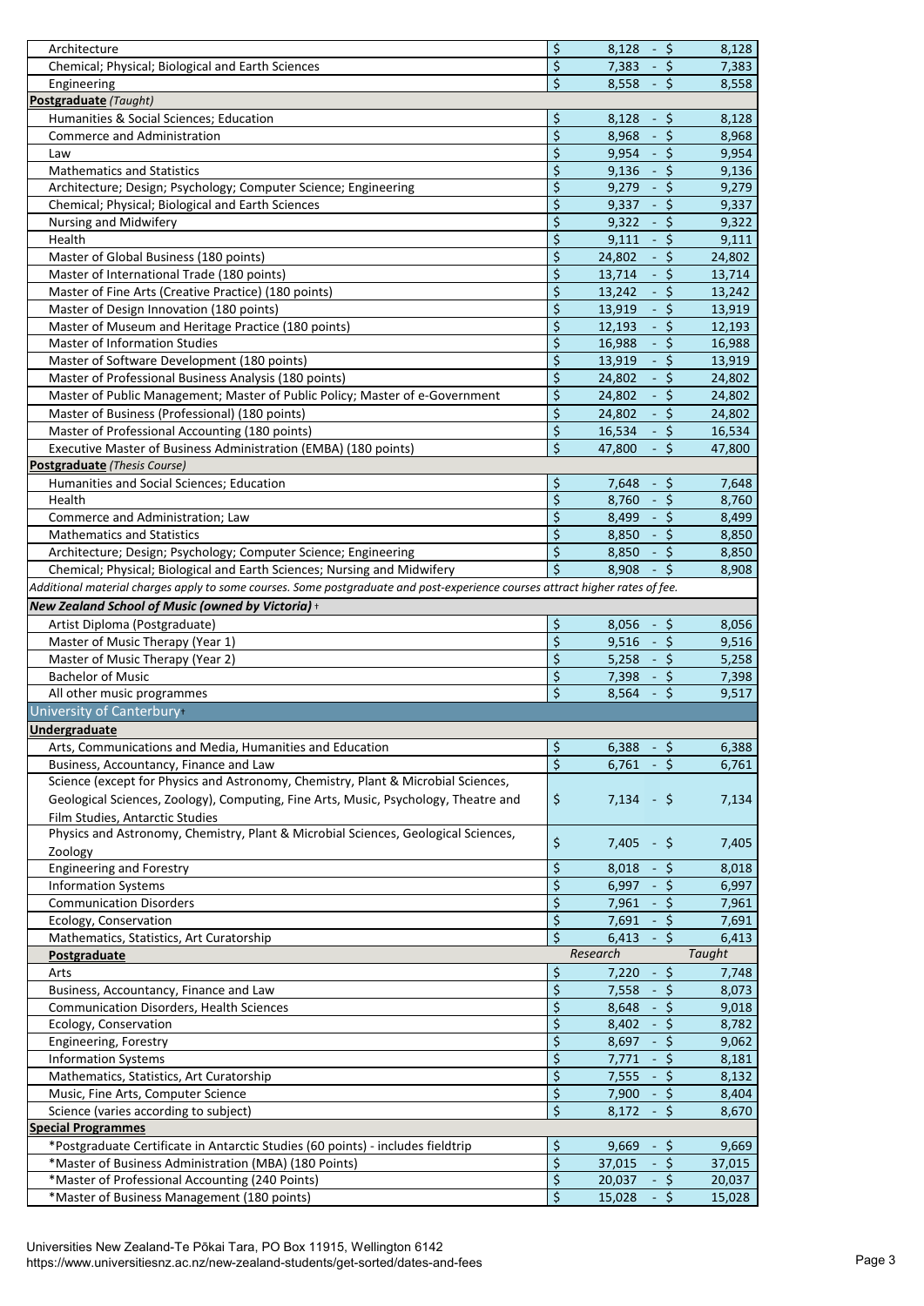| Programme | From | To |
|---|---|---|
| Architecture | $ 8,128 | $ 8,128 |
| Chemical; Physical; Biological and Earth Sciences | $ 7,383 | $ 7,383 |
| Engineering | $ 8,558 | $ 8,558 |
| **Postgraduate** *(Taught)* | | |
| Humanities & Social Sciences; Education | $ 8,128 | $ 8,128 |
| Commerce and Administration | $ 8,968 | $ 8,968 |
| Law | $ 9,954 | $ 9,954 |
| Mathematics and Statistics | $ 9,136 | $ 9,136 |
| Architecture; Design; Psychology; Computer Science; Engineering | $ 9,279 | $ 9,279 |
| Chemical; Physical; Biological and Earth Sciences | $ 9,337 | $ 9,337 |
| Nursing and Midwifery | $ 9,322 | $ 9,322 |
| Health | $ 9,111 | $ 9,111 |
| Master of Global Business (180 points) | $ 24,802 | $ 24,802 |
| Master of International Trade (180 points) | $ 13,714 | $ 13,714 |
| Master of Fine Arts (Creative Practice) (180 points) | $ 13,242 | $ 13,242 |
| Master of Design Innovation (180 points) | $ 13,919 | $ 13,919 |
| Master of Museum and Heritage Practice (180 points) | $ 12,193 | $ 12,193 |
| Master of Information Studies | $ 16,988 | $ 16,988 |
| Master of Software Development (180 points) | $ 13,919 | $ 13,919 |
| Master of Professional Business Analysis (180 points) | $ 24,802 | $ 24,802 |
| Master of Public Management; Master of Public Policy; Master of e-Government | $ 24,802 | $ 24,802 |
| Master of Business (Professional) (180 points) | $ 24,802 | $ 24,802 |
| Master of Professional Accounting (180 points) | $ 16,534 | $ 16,534 |
| Executive Master of Business Administration (EMBA) (180 points) | $ 47,800 | $ 47,800 |
| **Postgraduate** *(Thesis Course)* | | |
| Humanities and Social Sciences; Education | $ 7,648 | $ 7,648 |
| Health | $ 8,760 | $ 8,760 |
| Commerce and Administration; Law | $ 8,499 | $ 8,499 |
| Mathematics and Statistics | $ 8,850 | $ 8,850 |
| Architecture; Design; Psychology; Computer Science; Engineering | $ 8,850 | $ 8,850 |
| Chemical; Physical; Biological and Earth Sciences; Nursing and Midwifery | $ 8,908 | $ 8,908 |
| *Additional material charges apply to some courses. Some postgraduate and post-experience courses attract higher rates of fee.* | | |
| ***New Zealand School of Music (owned by Victoria)*** † | | |
| Artist Diploma (Postgraduate) | $ 8,056 | $ 8,056 |
| Master of Music Therapy (Year 1) | $ 9,516 | $ 9,516 |
| Master of Music Therapy (Year 2) | $ 5,258 | $ 5,258 |
| Bachelor of Music | $ 7,398 | $ 7,398 |
| All other music programmes | $ 8,564 | $ 9,517 |
| **University of Canterbury** † | | |
| **Undergraduate** | | |
| Arts, Communications and Media, Humanities and Education | $ 6,388 | $ 6,388 |
| Business, Accountancy, Finance and Law | $ 6,761 | $ 6,761 |
| Science (except for Physics and Astronomy, Chemistry, Plant & Microbial Sciences, Geological Sciences, Zoology), Computing, Fine Arts, Music, Psychology, Theatre and Film Studies, Antarctic Studies | $ 7,134 | $ 7,134 |
| Physics and Astronomy, Chemistry, Plant & Microbial Sciences, Geological Sciences, Zoology | $ 7,405 | $ 7,405 |
| Engineering and Forestry | $ 8,018 | $ 8,018 |
| Information Systems | $ 6,997 | $ 6,997 |
| Communication Disorders | $ 7,961 | $ 7,961 |
| Ecology, Conservation | $ 7,691 | $ 7,691 |
| Mathematics, Statistics, Art Curatorship | $ 6,413 | $ 6,413 |
| **Postgraduate** | *Research* | *Taught* |
| Arts | $ 7,220 | $ 7,748 |
| Business, Accountancy, Finance and Law | $ 7,558 | $ 8,073 |
| Communication Disorders, Health Sciences | $ 8,648 | $ 9,018 |
| Ecology, Conservation | $ 8,402 | $ 8,782 |
| Engineering, Forestry | $ 8,697 | $ 9,062 |
| Information Systems | $ 7,771 | $ 8,181 |
| Mathematics, Statistics, Art Curatorship | $ 7,555 | $ 8,132 |
| Music, Fine Arts, Computer Science | $ 7,900 | $ 8,404 |
| Science (varies according to subject) | $ 8,172 | $ 8,670 |
| **Special Programmes** | | |
| *Postgraduate Certificate in Antarctic Studies (60 points) - includes fieldtrip | $ 9,669 | $ 9,669 |
| *Master of Business Administration (MBA) (180 Points) | $ 37,015 | $ 37,015 |
| *Master of Professional Accounting (240 Points) | $ 20,037 | $ 20,037 |
| *Master of Business Management (180 points) | $ 15,028 | $ 15,028 |

Universities New Zealand-Te Pōkai Tara, PO Box 11915, Wellington 6142
https://www.universitiesnz.ac.nz/new-zealand-students/get-sorted/dates-and-fees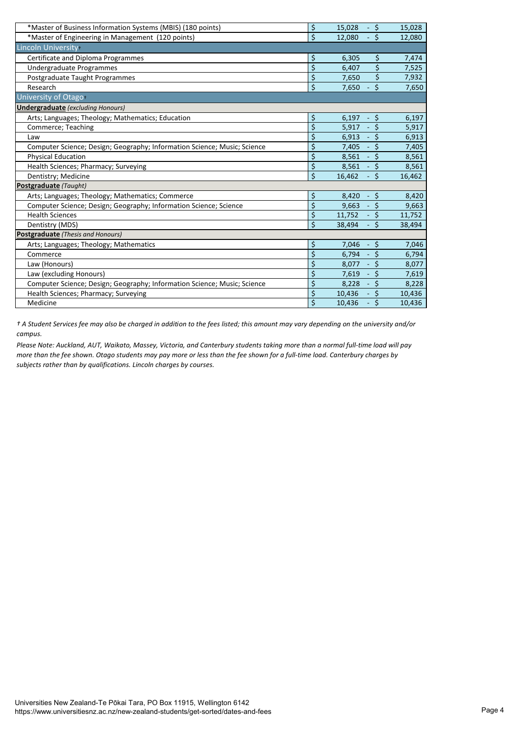| | | |
|---|---|---|
| *Master of Business Information Systems (MBIS) (180 points) | $ 15,028 | - $ 15,028 |
| *Master of Engineering in Management (120 points) | $ 12,080 | - $ 12,080 |
| **Lincoln University†** | | |
| Certificate and Diploma Programmes | $ 6,305 | $ 7,474 |
| Undergraduate Programmes | $ 6,407 | $ 7,525 |
| Postgraduate Taught Programmes | $ 7,650 | $ 7,932 |
| Research | $ 7,650 | - $ 7,650 |
| **University of Otago†** | | |
| **Undergraduate** *(excluding Honours)* | | |
| Arts; Languages; Theology; Mathematics; Education | $ 6,197 | - $ 6,197 |
| Commerce; Teaching | $ 5,917 | - $ 5,917 |
| Law | $ 6,913 | - $ 6,913 |
| Computer Science; Design; Geography; Information Science; Music; Science | $ 7,405 | - $ 7,405 |
| Physical Education | $ 8,561 | - $ 8,561 |
| Health Sciences; Pharmacy; Surveying | $ 8,561 | - $ 8,561 |
| Dentistry; Medicine | $ 16,462 | - $ 16,462 |
| **Postgraduate** *(Taught)* | | |
| Arts; Languages; Theology; Mathematics; Commerce | $ 8,420 | - $ 8,420 |
| Computer Science; Design; Geography; Information Science; Science | $ 9,663 | - $ 9,663 |
| Health Sciences | $ 11,752 | - $ 11,752 |
| Dentistry (MDS) | $ 38,494 | - $ 38,494 |
| **Postgraduate** *(Thesis and Honours)* | | |
| Arts; Languages; Theology; Mathematics | $ 7,046 | - $ 7,046 |
| Commerce | $ 6,794 | - $ 6,794 |
| Law (Honours) | $ 8,077 | - $ 8,077 |
| Law (excluding Honours) | $ 7,619 | - $ 7,619 |
| Computer Science; Design; Geography; Information Science; Music; Science | $ 8,228 | - $ 8,228 |
| Health Sciences; Pharmacy; Surveying | $ 10,436 | - $ 10,436 |
| Medicine | $ 10,436 | - $ 10,436 |

*† A Student Services fee may also be charged in addition to the fees listed; this amount may vary depending on the university and/or campus.*

*Please Note: Auckland, AUT, Waikato, Massey, Victoria, and Canterbury students taking more than a normal full-time load will pay more than the fee shown. Otago students may pay more or less than the fee shown for a full-time load. Canterbury charges by subjects rather than by qualifications. Lincoln charges by courses.*

Universities New Zealand-Te Pōkai Tara, PO Box 11915, Wellington 6142
https://www.universitiesnz.ac.nz/new-zealand-students/get-sorted/dates-and-fees